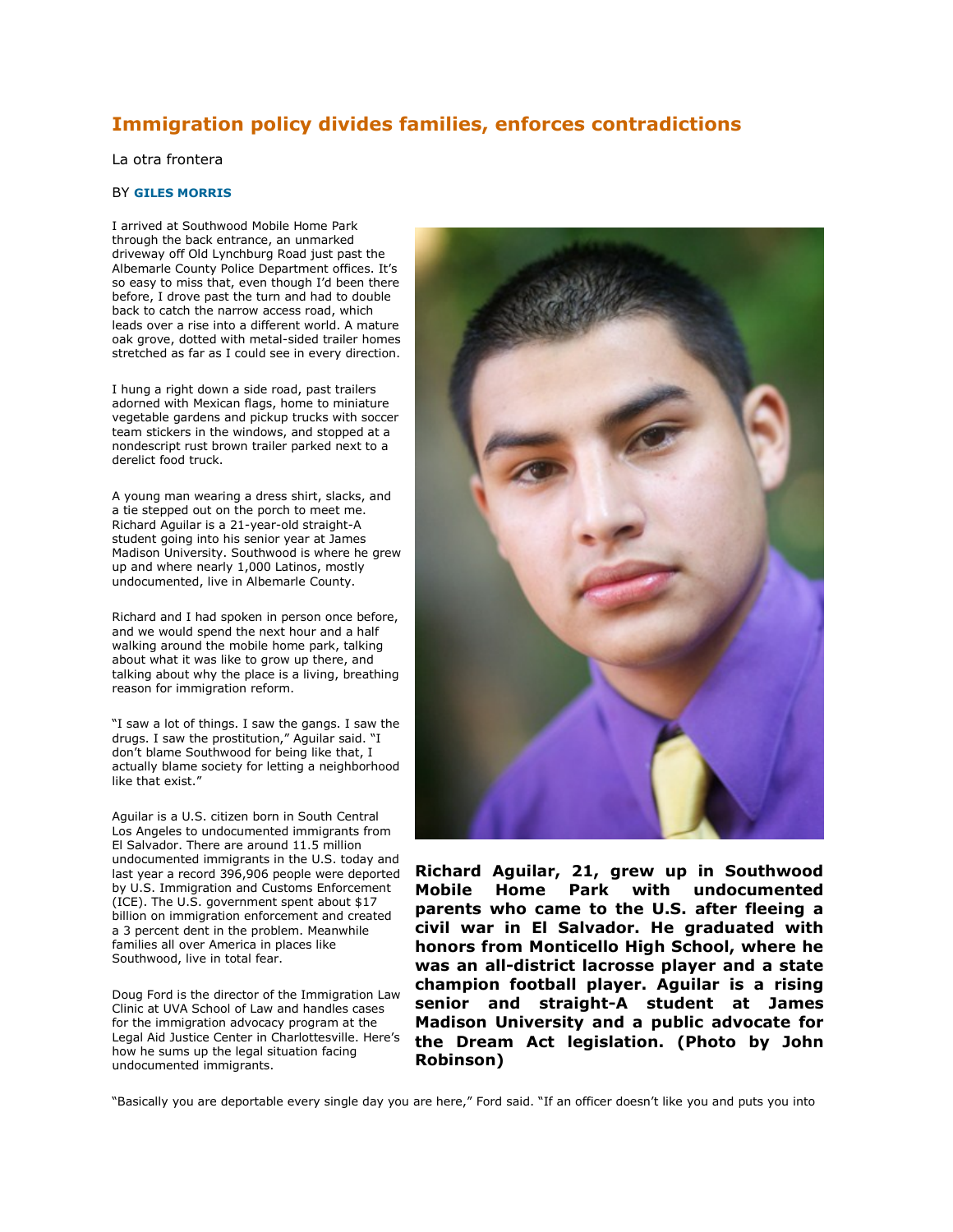# Immigration policy divides families, enforces contradictions

La otra frontera

BY **GILES MORRIS**

I arrived at Southwood Mobile Home Park through the back entrance, an unmarked driveway off Old Lynchburg Road just past the Albemarle County Police Department offices. It's so easy to miss that, even though I'd been there before, I drove past the turn and had to double back to catch the narrow access road, which leads over a rise into a different world. A mature oak grove, dotted with metal-sided trailer homes stretched as far as I could see in every direction.

I hung a right down a side road, past trailers adorned with Mexican flags, home to miniature vegetable gardens and pickup trucks with soccer team stickers in the windows, and stopped at a nondescript rust brown trailer parked next to a derelict food truck.

A young man wearing a dress shirt, slacks, and a tie stepped out on the porch to meet me. Richard Aguilar is a 21-year-old straight-A student going into his senior year at James Madison University. Southwood is where he grew up and where nearly 1,000 Latinos, mostly undocumented, live in Albemarle County.

Richard and I had spoken in person once before, and we would spend the next hour and a half walking around the mobile home park, talking about what it was like to grow up there, and talking about why the place is a living, breathing reason for immigration reform.

"I saw a lot of things. I saw the gangs. I saw the drugs. I saw the prostitution," Aguilar said. "I don't blame Southwood for being like that, I actually blame society for letting a neighborhood like that exist."

Aguilar is a U.S. citizen born in South Central Los Angeles to undocumented immigrants from El Salvador. There are around 11.5 million undocumented immigrants in the U.S. today and last year a record 396,906 people were deported by U.S. Immigration and Customs Enforcement (ICE). The U.S. government spent about $17 billion on immigration enforcement and created a 3 percent dent in the problem. Meanwhile families all over America in places like Southwood, live in total fear.

Doug Ford is the director of the Immigration Law Clinic at UVA School of Law and handles cases for the immigration advocacy program at the Legal Aid Justice Center in Charlottesville. Here's how he sums up the legal situation facing undocumented immigrants.

**Richard Aguilar, 21, grew up in Southwood Mobile Home Park with undocumented parents who came to the U.S. after fleeing a civil war in El Salvador. He graduated with honors from Monticello High School, where he was an all-district lacrosse player and a state champion football player. Aguilar is a rising senior and straight-A student at James Madison University and a public advocate for the Dream Act legislation. (Photo by John Robinson)**

"Basically you are deportable every single day you are here," Ford said. "If an officer doesn't like you and puts you into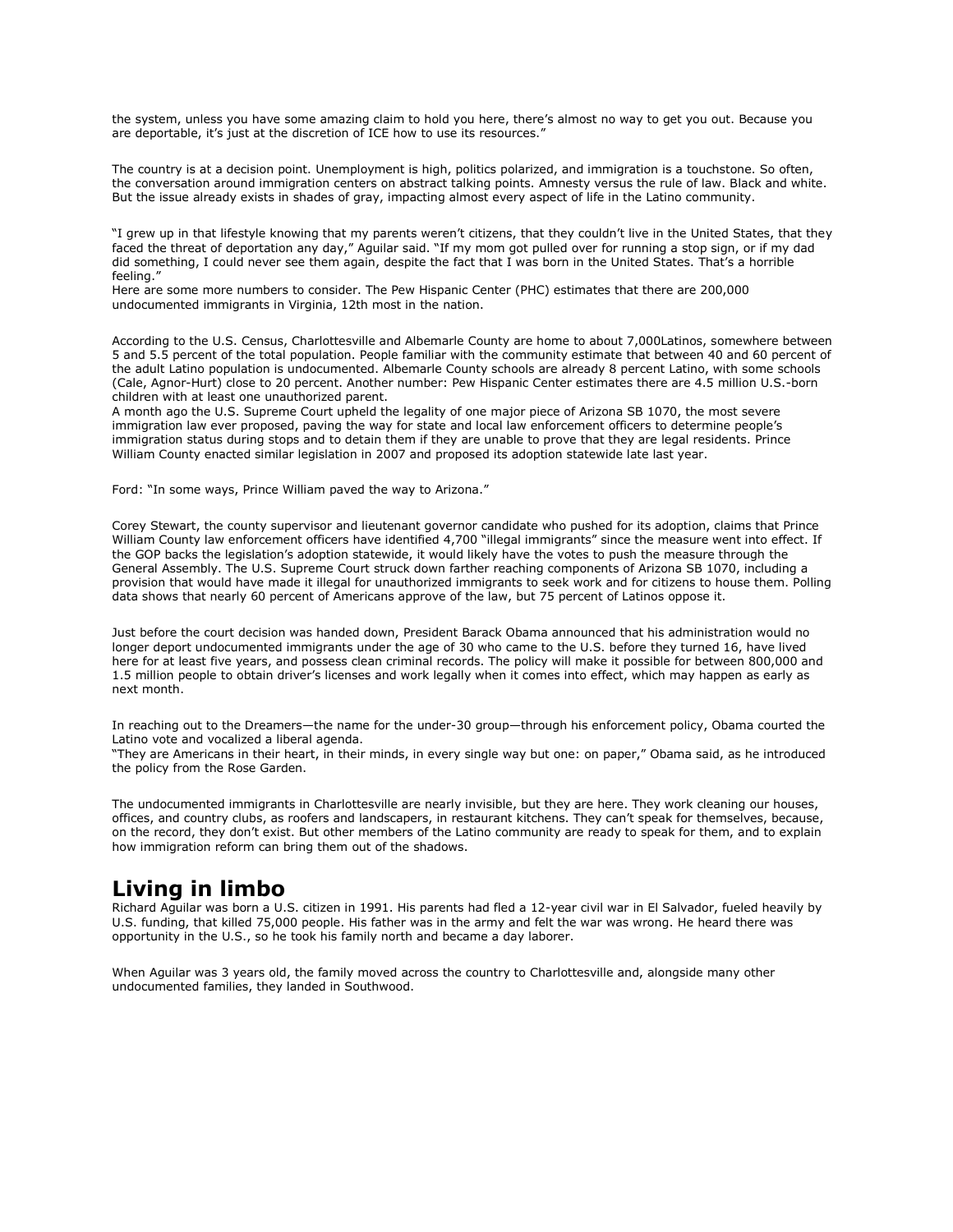the system, unless you have some amazing claim to hold you here, there's almost no way to get you out. Because you are deportable, it's just at the discretion of ICE how to use its resources."

The country is at a decision point. Unemployment is high, politics polarized, and immigration is a touchstone. So often, the conversation around immigration centers on abstract talking points. Amnesty versus the rule of law. Black and white. But the issue already exists in shades of gray, impacting almost every aspect of life in the Latino community.

"I grew up in that lifestyle knowing that my parents weren't citizens, that they couldn't live in the United States, that they faced the threat of deportation any day," Aguilar said. "If my mom got pulled over for running a stop sign, or if my dad did something, I could never see them again, despite the fact that I was born in the United States. That's a horrible feeling."
Here are some more numbers to consider. The Pew Hispanic Center (PHC) estimates that there are 200,000 undocumented immigrants in Virginia, 12th most in the nation.

According to the U.S. Census, Charlottesville and Albemarle County are home to about 7,000Latinos, somewhere between 5 and 5.5 percent of the total population. People familiar with the community estimate that between 40 and 60 percent of the adult Latino population is undocumented. Albemarle County schools are already 8 percent Latino, with some schools (Cale, Agnor-Hurt) close to 20 percent. Another number: Pew Hispanic Center estimates there are 4.5 million U.S.-born children with at least one unauthorized parent.
A month ago the U.S. Supreme Court upheld the legality of one major piece of Arizona SB 1070, the most severe immigration law ever proposed, paving the way for state and local law enforcement officers to determine people's immigration status during stops and to detain them if they are unable to prove that they are legal residents. Prince William County enacted similar legislation in 2007 and proposed its adoption statewide late last year.

Ford: "In some ways, Prince William paved the way to Arizona."

Corey Stewart, the county supervisor and lieutenant governor candidate who pushed for its adoption, claims that Prince William County law enforcement officers have identified 4,700 "illegal immigrants" since the measure went into effect. If the GOP backs the legislation's adoption statewide, it would likely have the votes to push the measure through the General Assembly. The U.S. Supreme Court struck down farther reaching components of Arizona SB 1070, including a provision that would have made it illegal for unauthorized immigrants to seek work and for citizens to house them. Polling data shows that nearly 60 percent of Americans approve of the law, but 75 percent of Latinos oppose it.

Just before the court decision was handed down, President Barack Obama announced that his administration would no longer deport undocumented immigrants under the age of 30 who came to the U.S. before they turned 16, have lived here for at least five years, and possess clean criminal records. The policy will make it possible for between 800,000 and 1.5 million people to obtain driver's licenses and work legally when it comes into effect, which may happen as early as next month.

In reaching out to the Dreamers—the name for the under-30 group—through his enforcement policy, Obama courted the Latino vote and vocalized a liberal agenda.
"They are Americans in their heart, in their minds, in every single way but one: on paper," Obama said, as he introduced the policy from the Rose Garden.

The undocumented immigrants in Charlottesville are nearly invisible, but they are here. They work cleaning our houses, offices, and country clubs, as roofers and landscapers, in restaurant kitchens. They can't speak for themselves, because, on the record, they don't exist. But other members of the Latino community are ready to speak for them, and to explain how immigration reform can bring them out of the shadows.

## Living in limbo

Richard Aguilar was born a U.S. citizen in 1991. His parents had fled a 12-year civil war in El Salvador, fueled heavily by U.S. funding, that killed 75,000 people. His father was in the army and felt the war was wrong. He heard there was opportunity in the U.S., so he took his family north and became a day laborer.

When Aguilar was 3 years old, the family moved across the country to Charlottesville and, alongside many other undocumented families, they landed in Southwood.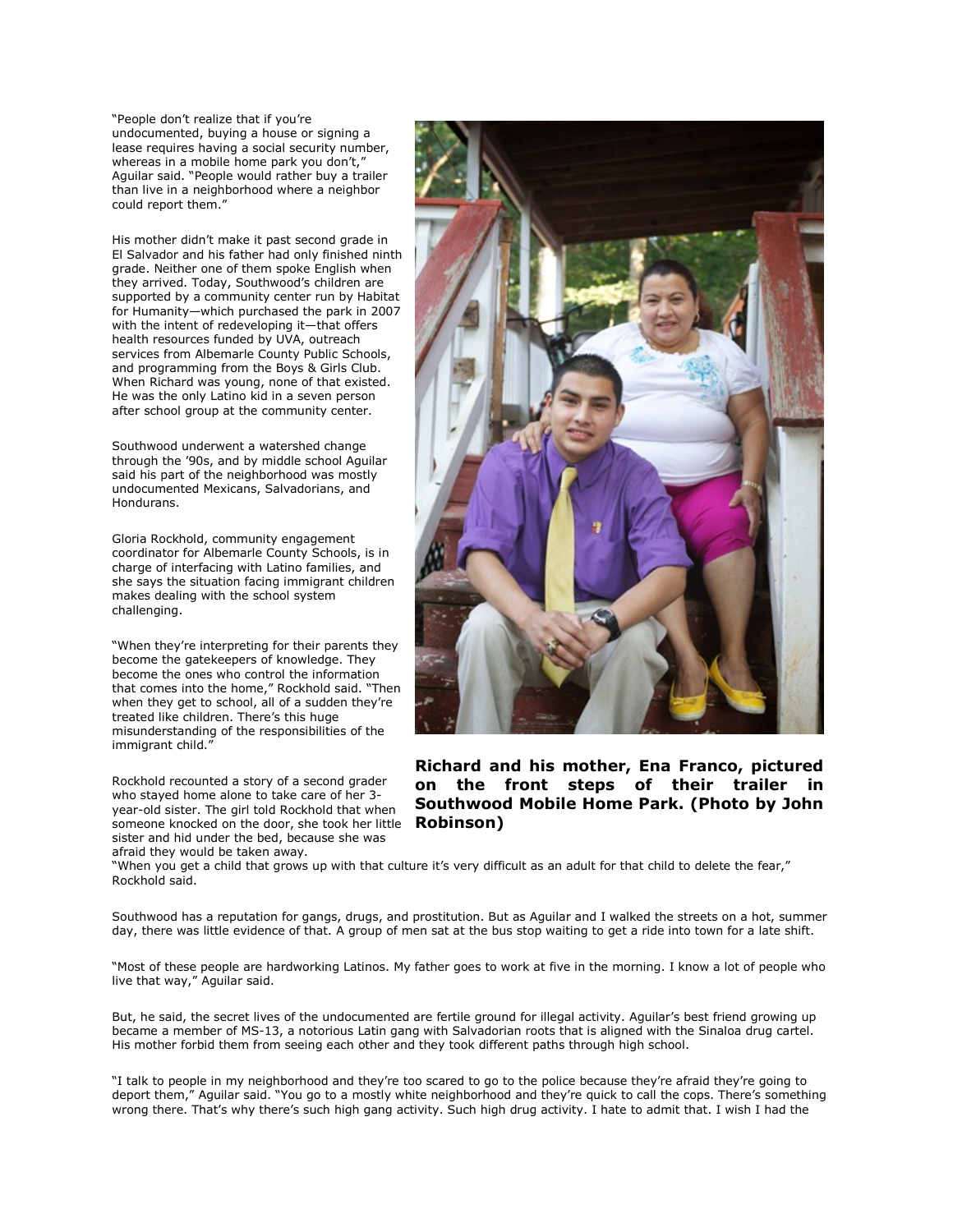"People don't realize that if you're undocumented, buying a house or signing a lease requires having a social security number, whereas in a mobile home park you don't," Aguilar said. "People would rather buy a trailer than live in a neighborhood where a neighbor could report them."

His mother didn't make it past second grade in El Salvador and his father had only finished ninth grade. Neither one of them spoke English when they arrived. Today, Southwood's children are supported by a community center run by Habitat for Humanity—which purchased the park in 2007 with the intent of redeveloping it—that offers health resources funded by UVA, outreach services from Albemarle County Public Schools, and programming from the Boys & Girls Club. When Richard was young, none of that existed. He was the only Latino kid in a seven person after school group at the community center.

Southwood underwent a watershed change through the '90s, and by middle school Aguilar said his part of the neighborhood was mostly undocumented Mexicans, Salvadorians, and Hondurans.

Gloria Rockhold, community engagement coordinator for Albemarle County Schools, is in charge of interfacing with Latino families, and she says the situation facing immigrant children makes dealing with the school system challenging.

"When they're interpreting for their parents they become the gatekeepers of knowledge. They become the ones who control the information that comes into the home," Rockhold said. "Then when they get to school, all of a sudden they're treated like children. There's this huge misunderstanding of the responsibilities of the immigrant child."

**Richard and his mother, Ena Franco, pictured on the front steps of their trailer in Southwood Mobile Home Park. (Photo by John Robinson)**

Rockhold recounted a story of a second grader who stayed home alone to take care of her 3-year-old sister. The girl told Rockhold that when someone knocked on the door, she took her little sister and hid under the bed, because she was afraid they would be taken away.

"When you get a child that grows up with that culture it's very difficult as an adult for that child to delete the fear," Rockhold said.

Southwood has a reputation for gangs, drugs, and prostitution. But as Aguilar and I walked the streets on a hot, summer day, there was little evidence of that. A group of men sat at the bus stop waiting to get a ride into town for a late shift.

"Most of these people are hardworking Latinos. My father goes to work at five in the morning. I know a lot of people who live that way," Aguilar said.

But, he said, the secret lives of the undocumented are fertile ground for illegal activity. Aguilar's best friend growing up became a member of MS-13, a notorious Latin gang with Salvadorian roots that is aligned with the Sinaloa drug cartel. His mother forbid them from seeing each other and they took different paths through high school.

"I talk to people in my neighborhood and they're too scared to go to the police because they're afraid they're going to deport them," Aguilar said. "You go to a mostly white neighborhood and they're quick to call the cops. There's something wrong there. That's why there's such high gang activity. Such high drug activity. I hate to admit that. I wish I had the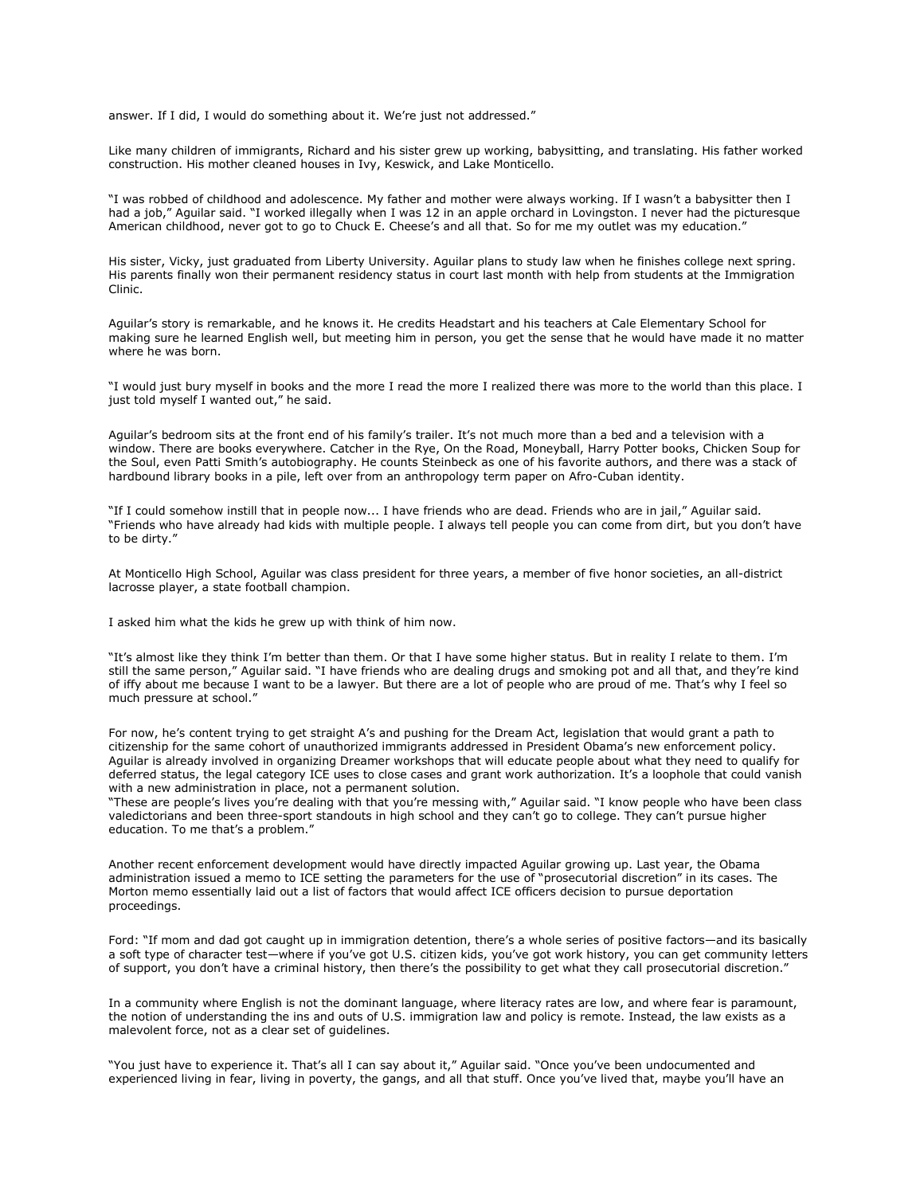answer. If I did, I would do something about it. We're just not addressed."

Like many children of immigrants, Richard and his sister grew up working, babysitting, and translating. His father worked construction. His mother cleaned houses in Ivy, Keswick, and Lake Monticello.

"I was robbed of childhood and adolescence. My father and mother were always working. If I wasn't a babysitter then I had a job," Aguilar said. "I worked illegally when I was 12 in an apple orchard in Lovingston. I never had the picturesque American childhood, never got to go to Chuck E. Cheese's and all that. So for me my outlet was my education."

His sister, Vicky, just graduated from Liberty University. Aguilar plans to study law when he finishes college next spring. His parents finally won their permanent residency status in court last month with help from students at the Immigration Clinic.

Aguilar's story is remarkable, and he knows it. He credits Headstart and his teachers at Cale Elementary School for making sure he learned English well, but meeting him in person, you get the sense that he would have made it no matter where he was born.

"I would just bury myself in books and the more I read the more I realized there was more to the world than this place. I just told myself I wanted out," he said.

Aguilar's bedroom sits at the front end of his family's trailer. It's not much more than a bed and a television with a window. There are books everywhere. Catcher in the Rye, On the Road, Moneyball, Harry Potter books, Chicken Soup for the Soul, even Patti Smith's autobiography. He counts Steinbeck as one of his favorite authors, and there was a stack of hardbound library books in a pile, left over from an anthropology term paper on Afro-Cuban identity.

"If I could somehow instill that in people now... I have friends who are dead. Friends who are in jail," Aguilar said. "Friends who have already had kids with multiple people. I always tell people you can come from dirt, but you don't have to be dirty."

At Monticello High School, Aguilar was class president for three years, a member of five honor societies, an all-district lacrosse player, a state football champion.

I asked him what the kids he grew up with think of him now.

"It's almost like they think I'm better than them. Or that I have some higher status. But in reality I relate to them. I'm still the same person," Aguilar said. "I have friends who are dealing drugs and smoking pot and all that, and they're kind of iffy about me because I want to be a lawyer. But there are a lot of people who are proud of me. That's why I feel so much pressure at school."

For now, he's content trying to get straight A's and pushing for the Dream Act, legislation that would grant a path to citizenship for the same cohort of unauthorized immigrants addressed in President Obama's new enforcement policy. Aguilar is already involved in organizing Dreamer workshops that will educate people about what they need to qualify for deferred status, the legal category ICE uses to close cases and grant work authorization. It's a loophole that could vanish with a new administration in place, not a permanent solution.

"These are people's lives you're dealing with that you're messing with," Aguilar said. "I know people who have been class valedictorians and been three-sport standouts in high school and they can't go to college. They can't pursue higher education. To me that's a problem."

Another recent enforcement development would have directly impacted Aguilar growing up. Last year, the Obama administration issued a memo to ICE setting the parameters for the use of "prosecutorial discretion" in its cases. The Morton memo essentially laid out a list of factors that would affect ICE officers decision to pursue deportation proceedings.

Ford: "If mom and dad got caught up in immigration detention, there's a whole series of positive factors—and its basically a soft type of character test—where if you've got U.S. citizen kids, you've got work history, you can get community letters of support, you don't have a criminal history, then there's the possibility to get what they call prosecutorial discretion."

In a community where English is not the dominant language, where literacy rates are low, and where fear is paramount, the notion of understanding the ins and outs of U.S. immigration law and policy is remote. Instead, the law exists as a malevolent force, not as a clear set of guidelines.

"You just have to experience it. That's all I can say about it," Aguilar said. "Once you've been undocumented and experienced living in fear, living in poverty, the gangs, and all that stuff. Once you've lived that, maybe you'll have an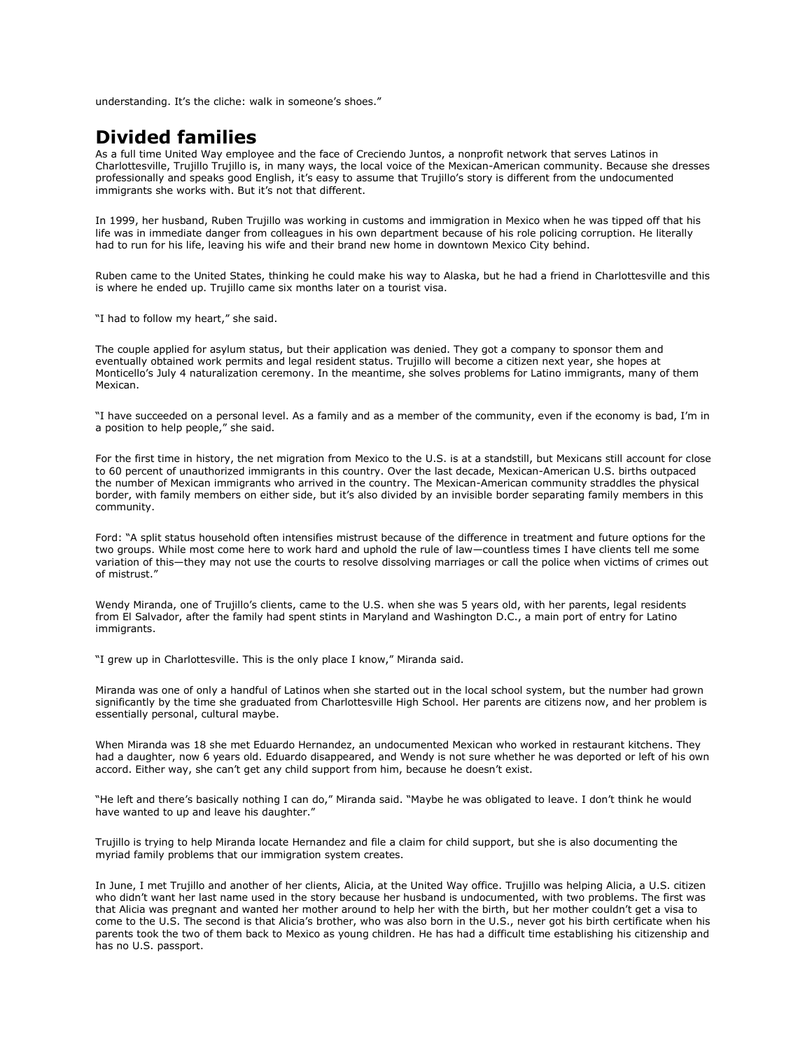understanding. It's the cliche: walk in someone's shoes."

## Divided families

As a full time United Way employee and the face of Creciendo Juntos, a nonprofit network that serves Latinos in Charlottesville, Trujillo Trujillo is, in many ways, the local voice of the Mexican-American community. Because she dresses professionally and speaks good English, it's easy to assume that Trujillo's story is different from the undocumented immigrants she works with. But it's not that different.

In 1999, her husband, Ruben Trujillo was working in customs and immigration in Mexico when he was tipped off that his life was in immediate danger from colleagues in his own department because of his role policing corruption. He literally had to run for his life, leaving his wife and their brand new home in downtown Mexico City behind.

Ruben came to the United States, thinking he could make his way to Alaska, but he had a friend in Charlottesville and this is where he ended up. Trujillo came six months later on a tourist visa.

"I had to follow my heart," she said.

The couple applied for asylum status, but their application was denied. They got a company to sponsor them and eventually obtained work permits and legal resident status. Trujillo will become a citizen next year, she hopes at Monticello's July 4 naturalization ceremony. In the meantime, she solves problems for Latino immigrants, many of them Mexican.

"I have succeeded on a personal level. As a family and as a member of the community, even if the economy is bad, I'm in a position to help people," she said.

For the first time in history, the net migration from Mexico to the U.S. is at a standstill, but Mexicans still account for close to 60 percent of unauthorized immigrants in this country. Over the last decade, Mexican-American U.S. births outpaced the number of Mexican immigrants who arrived in the country. The Mexican-American community straddles the physical border, with family members on either side, but it's also divided by an invisible border separating family members in this community.

Ford: "A split status household often intensifies mistrust because of the difference in treatment and future options for the two groups. While most come here to work hard and uphold the rule of law—countless times I have clients tell me some variation of this—they may not use the courts to resolve dissolving marriages or call the police when victims of crimes out of mistrust."

Wendy Miranda, one of Trujillo's clients, came to the U.S. when she was 5 years old, with her parents, legal residents from El Salvador, after the family had spent stints in Maryland and Washington D.C., a main port of entry for Latino immigrants.

"I grew up in Charlottesville. This is the only place I know," Miranda said.

Miranda was one of only a handful of Latinos when she started out in the local school system, but the number had grown significantly by the time she graduated from Charlottesville High School. Her parents are citizens now, and her problem is essentially personal, cultural maybe.

When Miranda was 18 she met Eduardo Hernandez, an undocumented Mexican who worked in restaurant kitchens. They had a daughter, now 6 years old. Eduardo disappeared, and Wendy is not sure whether he was deported or left of his own accord. Either way, she can't get any child support from him, because he doesn't exist.

"He left and there's basically nothing I can do," Miranda said. "Maybe he was obligated to leave. I don't think he would have wanted to up and leave his daughter."

Trujillo is trying to help Miranda locate Hernandez and file a claim for child support, but she is also documenting the myriad family problems that our immigration system creates.

In June, I met Trujillo and another of her clients, Alicia, at the United Way office. Trujillo was helping Alicia, a U.S. citizen who didn't want her last name used in the story because her husband is undocumented, with two problems. The first was that Alicia was pregnant and wanted her mother around to help her with the birth, but her mother couldn't get a visa to come to the U.S. The second is that Alicia's brother, who was also born in the U.S., never got his birth certificate when his parents took the two of them back to Mexico as young children. He has had a difficult time establishing his citizenship and has no U.S. passport.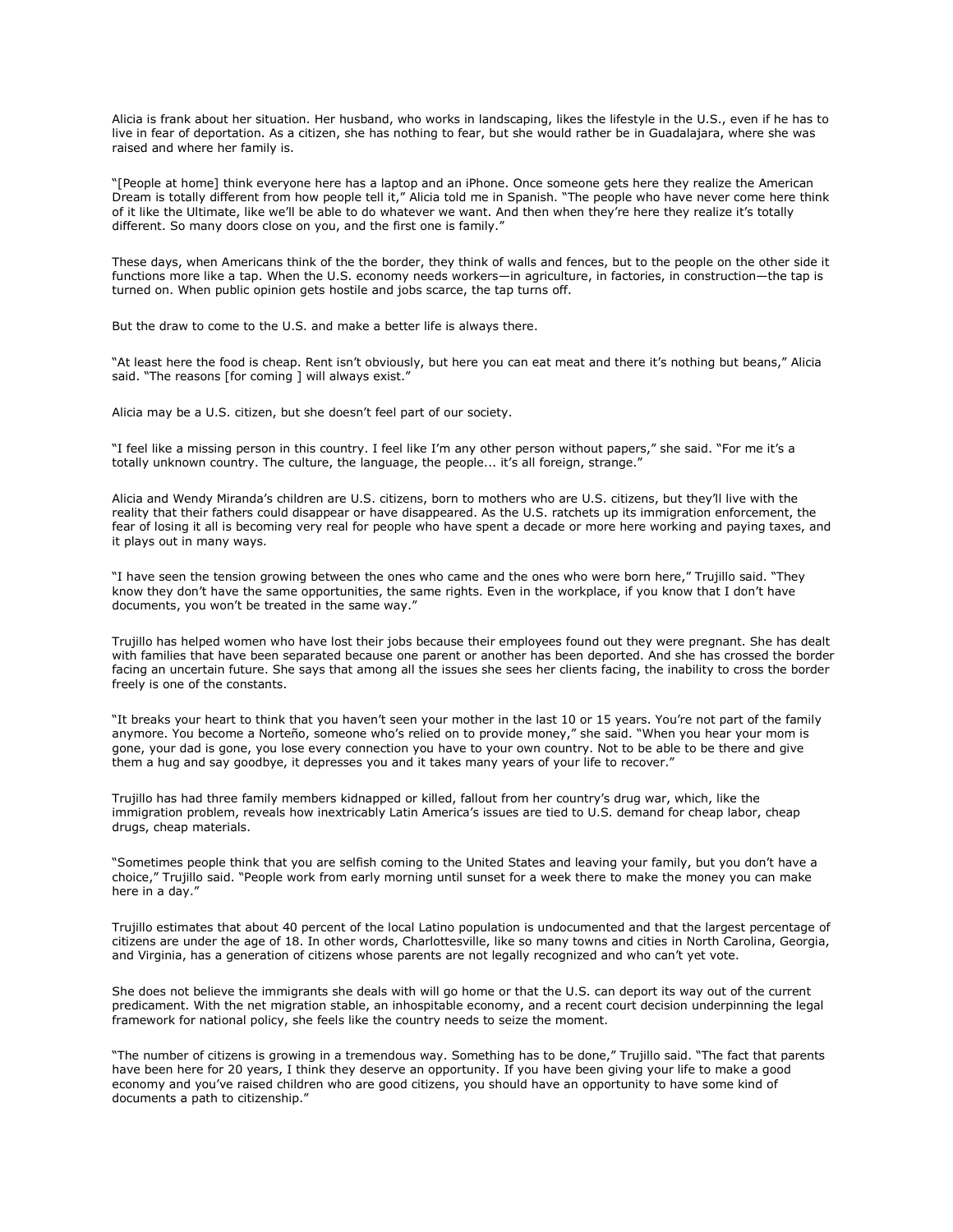Alicia is frank about her situation. Her husband, who works in landscaping, likes the lifestyle in the U.S., even if he has to live in fear of deportation. As a citizen, she has nothing to fear, but she would rather be in Guadalajara, where she was raised and where her family is.

"[People at home] think everyone here has a laptop and an iPhone. Once someone gets here they realize the American Dream is totally different from how people tell it," Alicia told me in Spanish. "The people who have never come here think of it like the Ultimate, like we'll be able to do whatever we want. And then when they're here they realize it's totally different. So many doors close on you, and the first one is family."

These days, when Americans think of the the border, they think of walls and fences, but to the people on the other side it functions more like a tap. When the U.S. economy needs workers—in agriculture, in factories, in construction—the tap is turned on. When public opinion gets hostile and jobs scarce, the tap turns off.

But the draw to come to the U.S. and make a better life is always there.

"At least here the food is cheap. Rent isn't obviously, but here you can eat meat and there it's nothing but beans," Alicia said. "The reasons [for coming ] will always exist."

Alicia may be a U.S. citizen, but she doesn't feel part of our society.

"I feel like a missing person in this country. I feel like I'm any other person without papers," she said. "For me it's a totally unknown country. The culture, the language, the people... it's all foreign, strange."

Alicia and Wendy Miranda's children are U.S. citizens, born to mothers who are U.S. citizens, but they'll live with the reality that their fathers could disappear or have disappeared. As the U.S. ratchets up its immigration enforcement, the fear of losing it all is becoming very real for people who have spent a decade or more here working and paying taxes, and it plays out in many ways.

"I have seen the tension growing between the ones who came and the ones who were born here," Trujillo said. "They know they don't have the same opportunities, the same rights. Even in the workplace, if you know that I don't have documents, you won't be treated in the same way."

Trujillo has helped women who have lost their jobs because their employees found out they were pregnant. She has dealt with families that have been separated because one parent or another has been deported. And she has crossed the border facing an uncertain future. She says that among all the issues she sees her clients facing, the inability to cross the border freely is one of the constants.

"It breaks your heart to think that you haven't seen your mother in the last 10 or 15 years. You're not part of the family anymore. You become a Norteño, someone who's relied on to provide money," she said. "When you hear your mom is gone, your dad is gone, you lose every connection you have to your own country. Not to be able to be there and give them a hug and say goodbye, it depresses you and it takes many years of your life to recover."

Trujillo has had three family members kidnapped or killed, fallout from her country's drug war, which, like the immigration problem, reveals how inextricably Latin America's issues are tied to U.S. demand for cheap labor, cheap drugs, cheap materials.

"Sometimes people think that you are selfish coming to the United States and leaving your family, but you don't have a choice," Trujillo said. "People work from early morning until sunset for a week there to make the money you can make here in a day."

Trujillo estimates that about 40 percent of the local Latino population is undocumented and that the largest percentage of citizens are under the age of 18. In other words, Charlottesville, like so many towns and cities in North Carolina, Georgia, and Virginia, has a generation of citizens whose parents are not legally recognized and who can't yet vote.

She does not believe the immigrants she deals with will go home or that the U.S. can deport its way out of the current predicament. With the net migration stable, an inhospitable economy, and a recent court decision underpinning the legal framework for national policy, she feels like the country needs to seize the moment.

"The number of citizens is growing in a tremendous way. Something has to be done," Trujillo said. "The fact that parents have been here for 20 years, I think they deserve an opportunity. If you have been giving your life to make a good economy and you've raised children who are good citizens, you should have an opportunity to have some kind of documents a path to citizenship."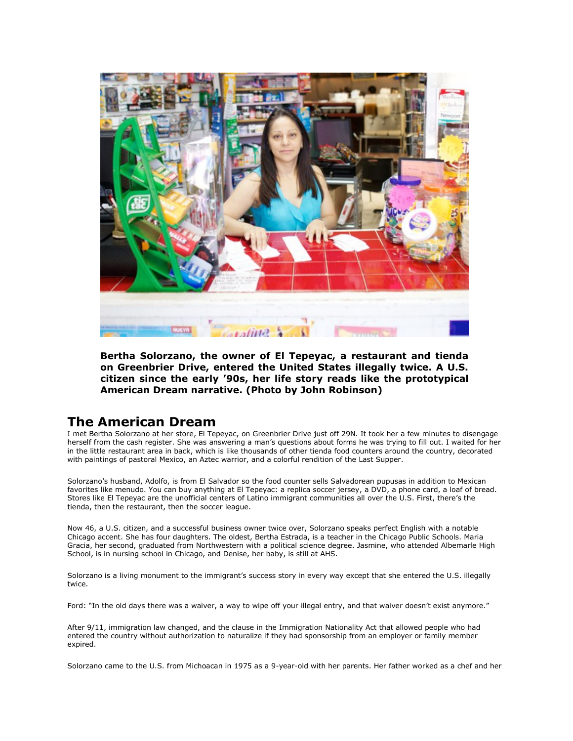**Bertha Solorzano, the owner of El Tepeyac, a restaurant and tienda on Greenbrier Drive, entered the United States illegally twice. A U.S. citizen since the early '90s, her life story reads like the prototypical American Dream narrative. (Photo by John Robinson)**

## The American Dream

I met Bertha Solorzano at her store, El Tepeyac, on Greenbrier Drive just off 29N. It took her a few minutes to disengage herself from the cash register. She was answering a man's questions about forms he was trying to fill out. I waited for her in the little restaurant area in back, which is like thousands of other tienda food counters around the country, decorated with paintings of pastoral Mexico, an Aztec warrior, and a colorful rendition of the Last Supper.

Solorzano's husband, Adolfo, is from El Salvador so the food counter sells Salvadorean pupusas in addition to Mexican favorites like menudo. You can buy anything at El Tepeyac: a replica soccer jersey, a DVD, a phone card, a loaf of bread. Stores like El Tepeyac are the unofficial centers of Latino immigrant communities all over the U.S. First, there's the tienda, then the restaurant, then the soccer league.

Now 46, a U.S. citizen, and a successful business owner twice over, Solorzano speaks perfect English with a notable Chicago accent. She has four daughters. The oldest, Bertha Estrada, is a teacher in the Chicago Public Schools. Maria Gracia, her second, graduated from Northwestern with a political science degree. Jasmine, who attended Albemarle High School, is in nursing school in Chicago, and Denise, her baby, is still at AHS.

Solorzano is a living monument to the immigrant's success story in every way except that she entered the U.S. illegally twice.

Ford: "In the old days there was a waiver, a way to wipe off your illegal entry, and that waiver doesn't exist anymore."

After 9/11, immigration law changed, and the clause in the Immigration Nationality Act that allowed people who had entered the country without authorization to naturalize if they had sponsorship from an employer or family member expired.

Solorzano came to the U.S. from Michoacan in 1975 as a 9-year-old with her parents. Her father worked as a chef and her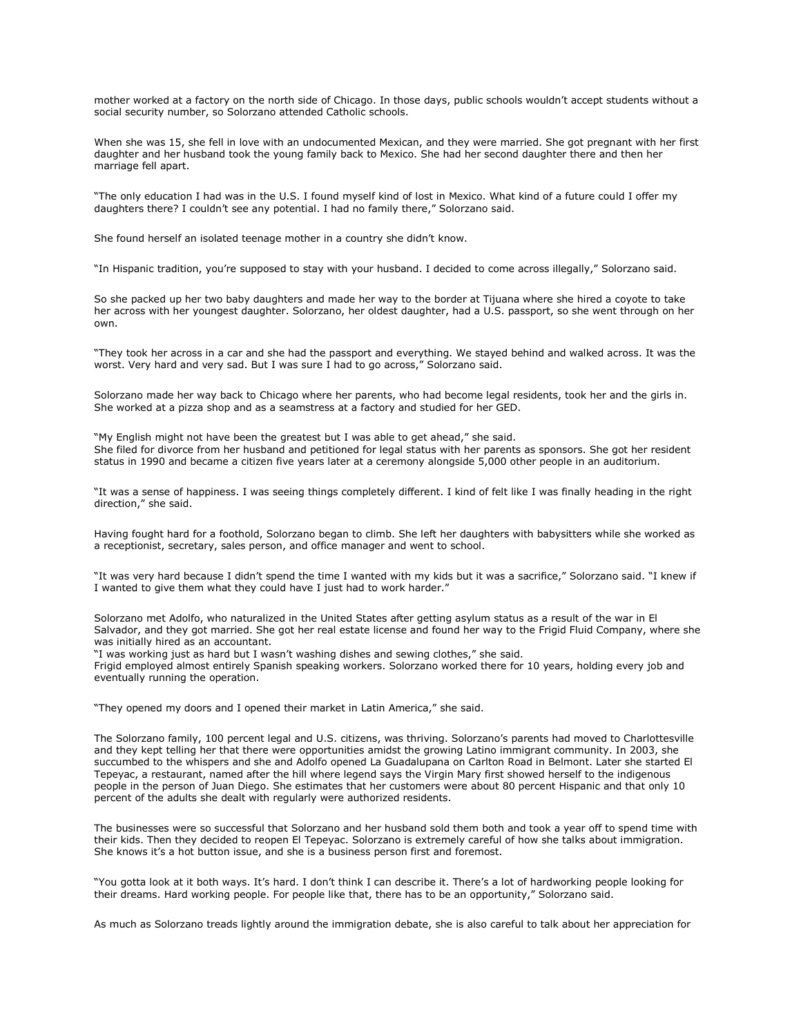mother worked at a factory on the north side of Chicago. In those days, public schools wouldn't accept students without a social security number, so Solorzano attended Catholic schools.

When she was 15, she fell in love with an undocumented Mexican, and they were married. She got pregnant with her first daughter and her husband took the young family back to Mexico. She had her second daughter there and then her marriage fell apart.

"The only education I had was in the U.S. I found myself kind of lost in Mexico. What kind of a future could I offer my daughters there? I couldn't see any potential. I had no family there," Solorzano said.

She found herself an isolated teenage mother in a country she didn't know.

"In Hispanic tradition, you're supposed to stay with your husband. I decided to come across illegally," Solorzano said.

So she packed up her two baby daughters and made her way to the border at Tijuana where she hired a coyote to take her across with her youngest daughter. Solorzano, her oldest daughter, had a U.S. passport, so she went through on her own.

"They took her across in a car and she had the passport and everything. We stayed behind and walked across. It was the worst. Very hard and very sad. But I was sure I had to go across," Solorzano said.

Solorzano made her way back to Chicago where her parents, who had become legal residents, took her and the girls in. She worked at a pizza shop and as a seamstress at a factory and studied for her GED.

"My English might not have been the greatest but I was able to get ahead," she said.
She filed for divorce from her husband and petitioned for legal status with her parents as sponsors. She got her resident status in 1990 and became a citizen five years later at a ceremony alongside 5,000 other people in an auditorium.

"It was a sense of happiness. I was seeing things completely different. I kind of felt like I was finally heading in the right direction," she said.

Having fought hard for a foothold, Solorzano began to climb. She left her daughters with babysitters while she worked as a receptionist, secretary, sales person, and office manager and went to school.

"It was very hard because I didn't spend the time I wanted with my kids but it was a sacrifice," Solorzano said. "I knew if I wanted to give them what they could have I just had to work harder."

Solorzano met Adolfo, who naturalized in the United States after getting asylum status as a result of the war in El Salvador, and they got married. She got her real estate license and found her way to the Frigid Fluid Company, where she was initially hired as an accountant.
"I was working just as hard but I wasn't washing dishes and sewing clothes," she said.
Frigid employed almost entirely Spanish speaking workers. Solorzano worked there for 10 years, holding every job and eventually running the operation.

"They opened my doors and I opened their market in Latin America," she said.

The Solorzano family, 100 percent legal and U.S. citizens, was thriving. Solorzano's parents had moved to Charlottesville and they kept telling her that there were opportunities amidst the growing Latino immigrant community. In 2003, she succumbed to the whispers and she and Adolfo opened La Guadalupana on Carlton Road in Belmont. Later she started El Tepeyac, a restaurant, named after the hill where legend says the Virgin Mary first showed herself to the indigenous people in the person of Juan Diego. She estimates that her customers were about 80 percent Hispanic and that only 10 percent of the adults she dealt with regularly were authorized residents.

The businesses were so successful that Solorzano and her husband sold them both and took a year off to spend time with their kids. Then they decided to reopen El Tepeyac. Solorzano is extremely careful of how she talks about immigration. She knows it's a hot button issue, and she is a business person first and foremost.

"You gotta look at it both ways. It's hard. I don't think I can describe it. There's a lot of hardworking people looking for their dreams. Hard working people. For people like that, there has to be an opportunity," Solorzano said.

As much as Solorzano treads lightly around the immigration debate, she is also careful to talk about her appreciation for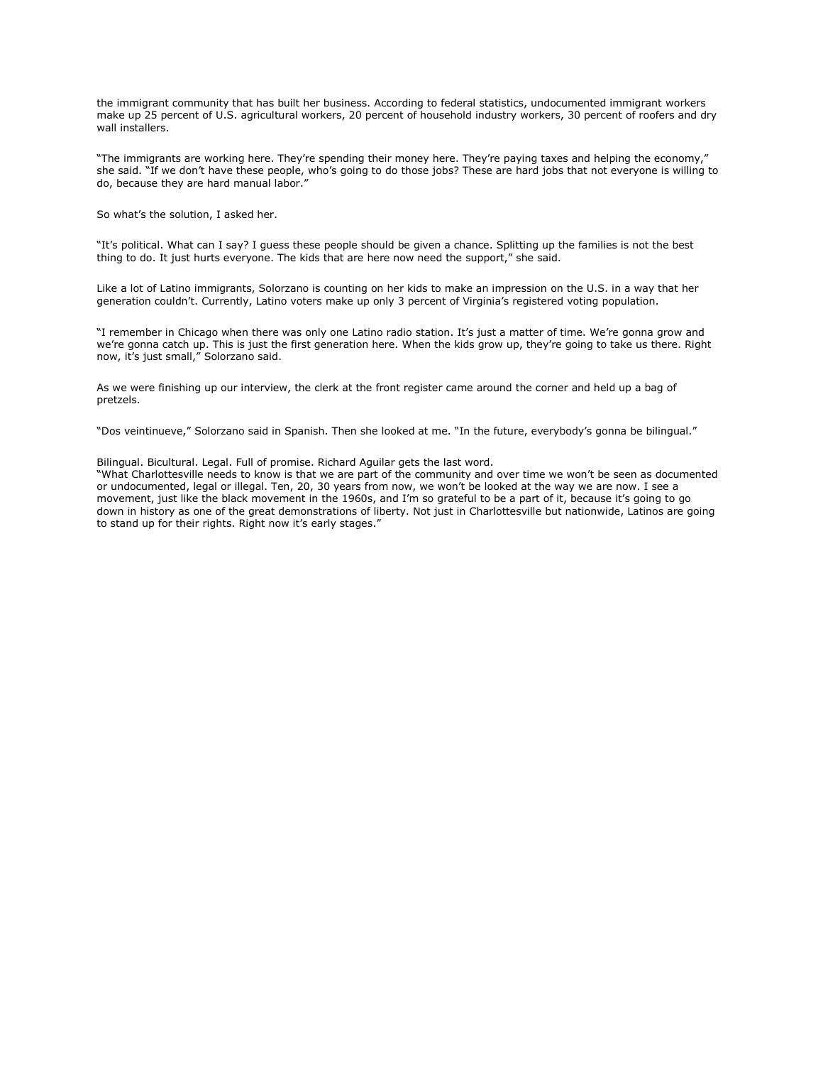the immigrant community that has built her business. According to federal statistics, undocumented immigrant workers make up 25 percent of U.S. agricultural workers, 20 percent of household industry workers, 30 percent of roofers and dry wall installers.

"The immigrants are working here. They're spending their money here. They're paying taxes and helping the economy," she said. "If we don't have these people, who's going to do those jobs? These are hard jobs that not everyone is willing to do, because they are hard manual labor."

So what's the solution, I asked her.

"It's political. What can I say? I guess these people should be given a chance. Splitting up the families is not the best thing to do. It just hurts everyone. The kids that are here now need the support," she said.

Like a lot of Latino immigrants, Solorzano is counting on her kids to make an impression on the U.S. in a way that her generation couldn't. Currently, Latino voters make up only 3 percent of Virginia's registered voting population.

"I remember in Chicago when there was only one Latino radio station. It's just a matter of time. We're gonna grow and we're gonna catch up. This is just the first generation here. When the kids grow up, they're going to take us there. Right now, it's just small," Solorzano said.

As we were finishing up our interview, the clerk at the front register came around the corner and held up a bag of pretzels.

"Dos veintinueve," Solorzano said in Spanish. Then she looked at me. "In the future, everybody's gonna be bilingual."

Bilingual. Bicultural. Legal. Full of promise. Richard Aguilar gets the last word.
"What Charlottesville needs to know is that we are part of the community and over time we won't be seen as documented or undocumented, legal or illegal. Ten, 20, 30 years from now, we won't be looked at the way we are now. I see a movement, just like the black movement in the 1960s, and I'm so grateful to be a part of it, because it's going to go down in history as one of the great demonstrations of liberty. Not just in Charlottesville but nationwide, Latinos are going to stand up for their rights. Right now it's early stages."